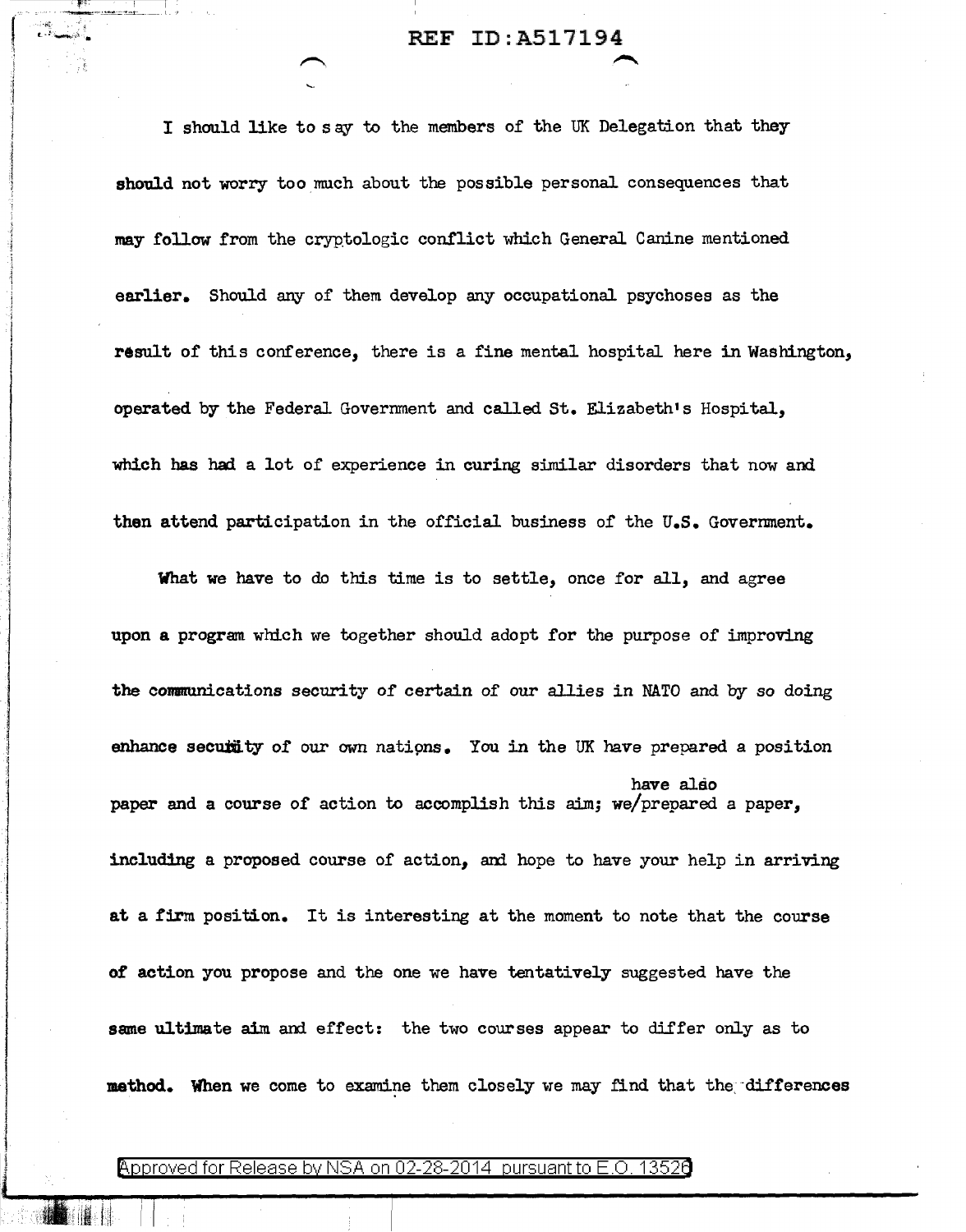I should like to say to the members of the UK Delegation that they should not worry too much about the possible personal consequences that may follow from the cryptologic conflict which General Canine mentioned earlier. Should any of them develop any occupational psychoses as the result of this conference, there is a fine mental hospital here in Washington, operated by the Federal Government and called St. Elizabeth's Hospital, which has had a lot of experience in curing similar disorders that now and then attend participation in the official business of the U.S. Government.

What we have to do this time is to settle, once for all, and agree upon a program which we together should adopt for the purpose of improving the communications security of certain of our allies in NATO and by so doing enhance security of our own nations. You in the UK have prepared a position paper and a course of action to accomplish this aim; we have also prepared a paper, including a proposed course of action, and hope to have your help in arriving at a firm position. It is interesting at the moment to note that the course of action you propose and the one we have tentatively suggested have the same ultimate aim and effect: the two courses appear to differ only as to method. When we come to examine them closely we may find that the differences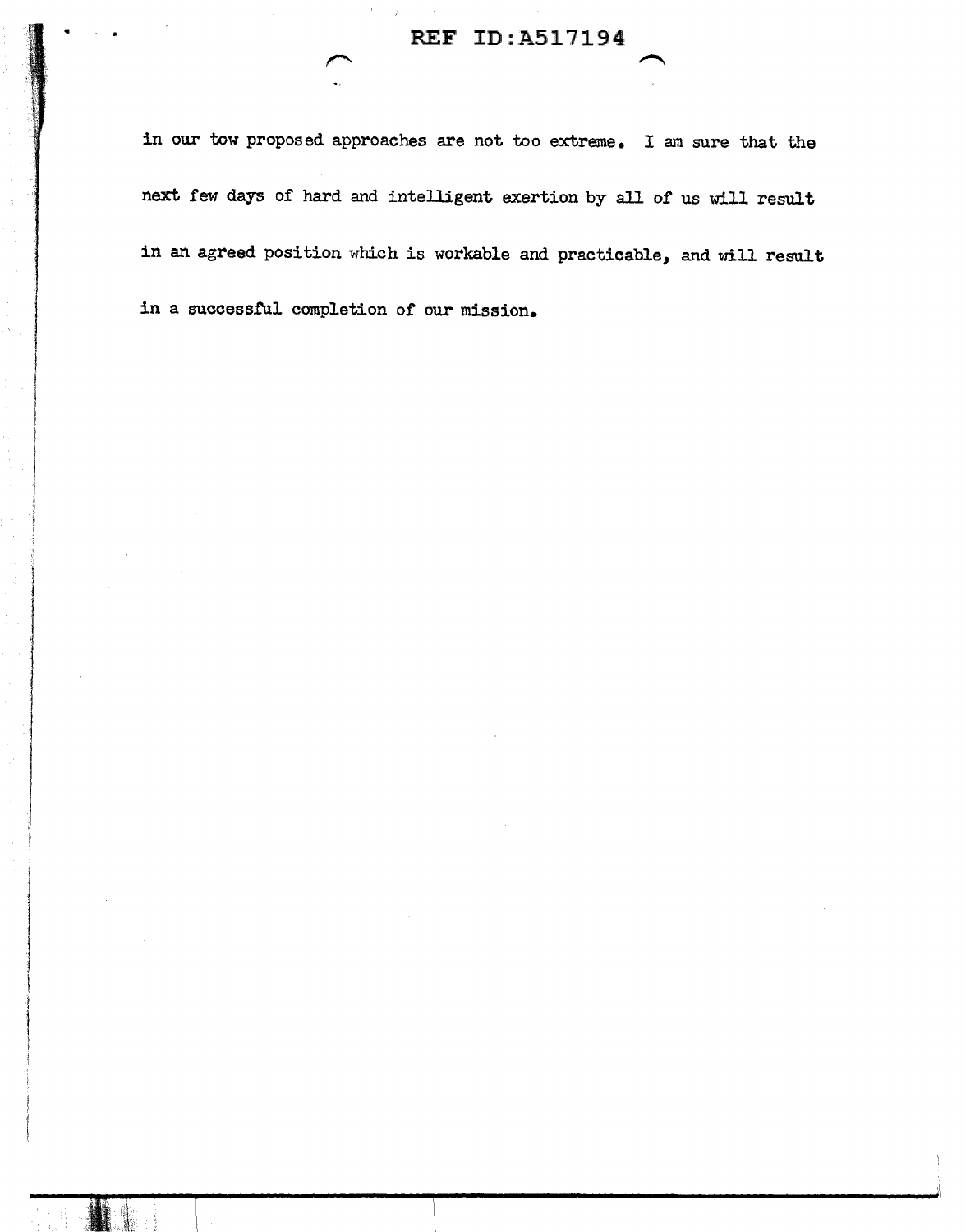in our tow proposed approaches are not too extreme. I am sure that the next few days of hard and intelligent exertion by all of us will result in an agreed position which is workable and practicable, and will result in a successful completion of our mission.